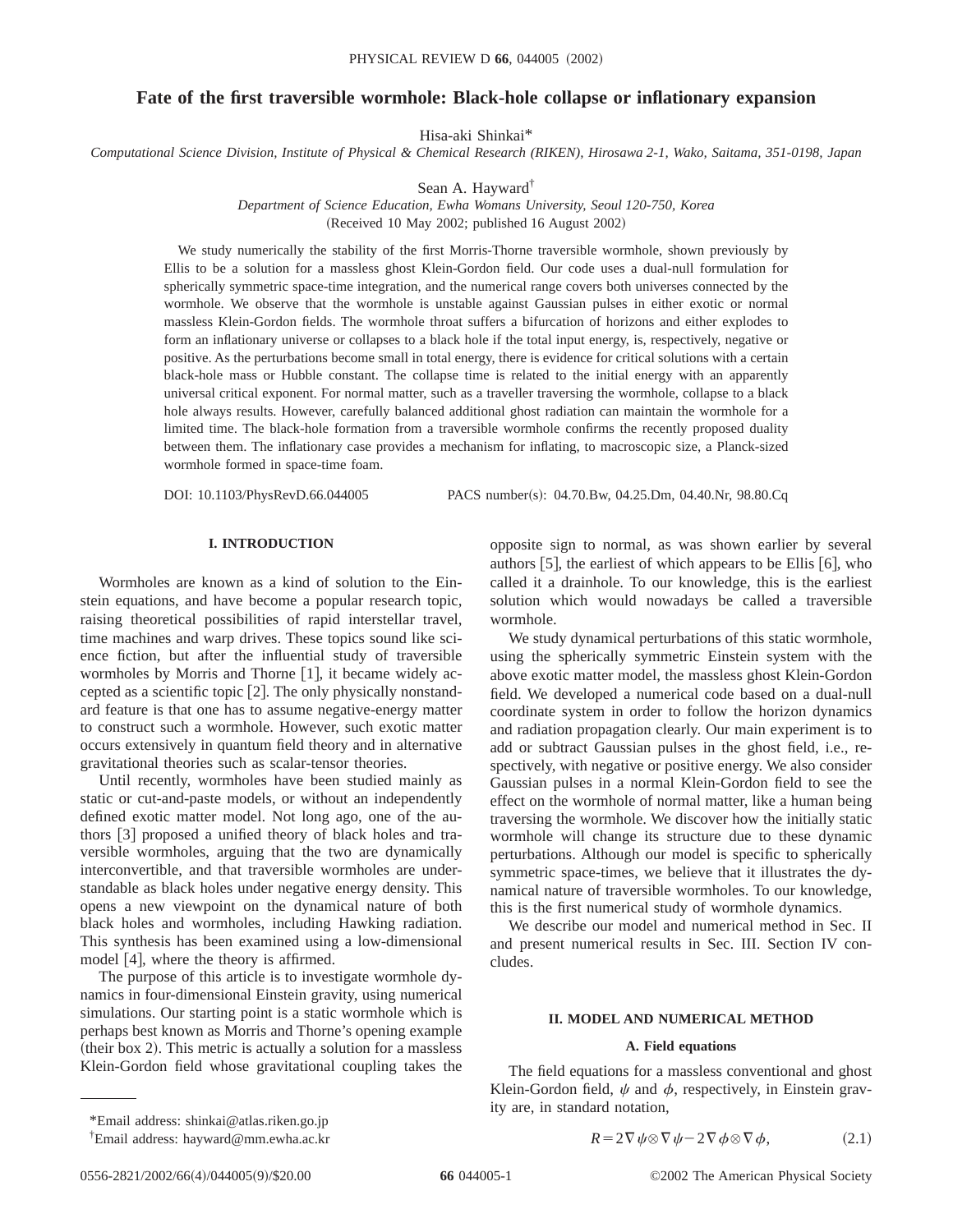# Fate of the first traversible wormhole: Black-hole collapse or inflationary expansion

Hisa-aki Shinkai*

*Computational Science Division, Institute of Physical & Chemical Research (RIKEN), Hirosawa 2-1, Wako, Saitama, 351-0198, Japan*

Sean A. Hayward†

*Department of Science Education, Ewha Womans University, Seoul 120-750, Korea*

(Received 10 May 2002; published 16 August 2002)

We study numerically the stability of the first Morris-Thorne traversible wormhole, shown previously by Ellis to be a solution for a massless ghost Klein-Gordon field. Our code uses a dual-null formulation for spherically symmetric space-time integration, and the numerical range covers both universes connected by the wormhole. We observe that the wormhole is unstable against Gaussian pulses in either exotic or normal massless Klein-Gordon fields. The wormhole throat suffers a bifurcation of horizons and either explodes to form an inflationary universe or collapses to a black hole if the total input energy, is, respectively, negative or positive. As the perturbations become small in total energy, there is evidence for critical solutions with a certain black-hole mass or Hubble constant. The collapse time is related to the initial energy with an apparently universal critical exponent. For normal matter, such as a traveller traversing the wormhole, collapse to a black hole always results. However, carefully balanced additional ghost radiation can maintain the wormhole for a limited time. The black-hole formation from a traversible wormhole confirms the recently proposed duality between them. The inflationary case provides a mechanism for inflating, to macroscopic size, a Planck-sized wormhole formed in space-time foam.

DOI: 10.1103/PhysRevD.66.044005 PACS number(s): 04.70.Bw, 04.25.Dm, 04.40.Nr, 98.80.Cq

## I. INTRODUCTION

Wormholes are known as a kind of solution to the Einstein equations, and have become a popular research topic, raising theoretical possibilities of rapid interstellar travel, time machines and warp drives. These topics sound like science fiction, but after the influential study of traversible wormholes by Morris and Thorne [1], it became widely accepted as a scientific topic [2]. The only physically nonstandard feature is that one has to assume negative-energy matter to construct such a wormhole. However, such exotic matter occurs extensively in quantum field theory and in alternative gravitational theories such as scalar-tensor theories.

Until recently, wormholes have been studied mainly as static or cut-and-paste models, or without an independently defined exotic matter model. Not long ago, one of the authors [3] proposed a unified theory of black holes and traversible wormholes, arguing that the two are dynamically interconvertible, and that traversible wormholes are understandable as black holes under negative energy density. This opens a new viewpoint on the dynamical nature of both black holes and wormholes, including Hawking radiation. This synthesis has been examined using a low-dimensional model [4], where the theory is affirmed.

The purpose of this article is to investigate wormhole dynamics in four-dimensional Einstein gravity, using numerical simulations. Our starting point is a static wormhole which is perhaps best known as Morris and Thorne's opening example (their box 2). This metric is actually a solution for a massless Klein-Gordon field whose gravitational coupling takes the opposite sign to normal, as was shown earlier by several authors [5], the earliest of which appears to be Ellis [6], who called it a drainhole. To our knowledge, this is the earliest solution which would nowadays be called a traversible wormhole.

We study dynamical perturbations of this static wormhole, using the spherically symmetric Einstein system with the above exotic matter model, the massless ghost Klein-Gordon field. We developed a numerical code based on a dual-null coordinate system in order to follow the horizon dynamics and radiation propagation clearly. Our main experiment is to add or subtract Gaussian pulses in the ghost field, i.e., respectively, with negative or positive energy. We also consider Gaussian pulses in a normal Klein-Gordon field to see the effect on the wormhole of normal matter, like a human being traversing the wormhole. We discover how the initially static wormhole will change its structure due to these dynamic perturbations. Although our model is specific to spherically symmetric space-times, we believe that it illustrates the dynamical nature of traversible wormholes. To our knowledge, this is the first numerical study of wormhole dynamics.

We describe our model and numerical method in Sec. II and present numerical results in Sec. III. Section IV concludes.

## II. MODEL AND NUMERICAL METHOD

### A. Field equations

The field equations for a massless conventional and ghost Klein-Gordon field, $\psi$ and $\phi$, respectively, in Einstein gravity are, in standard notation,

$$R = 2\nabla\psi\otimes\nabla\psi - 2\nabla\phi\otimes\nabla\phi, \tag{2.1}$$

*Email address: shinkai@atlas.riken.go.jp

†Email address: hayward@mm.ewha.ac.kr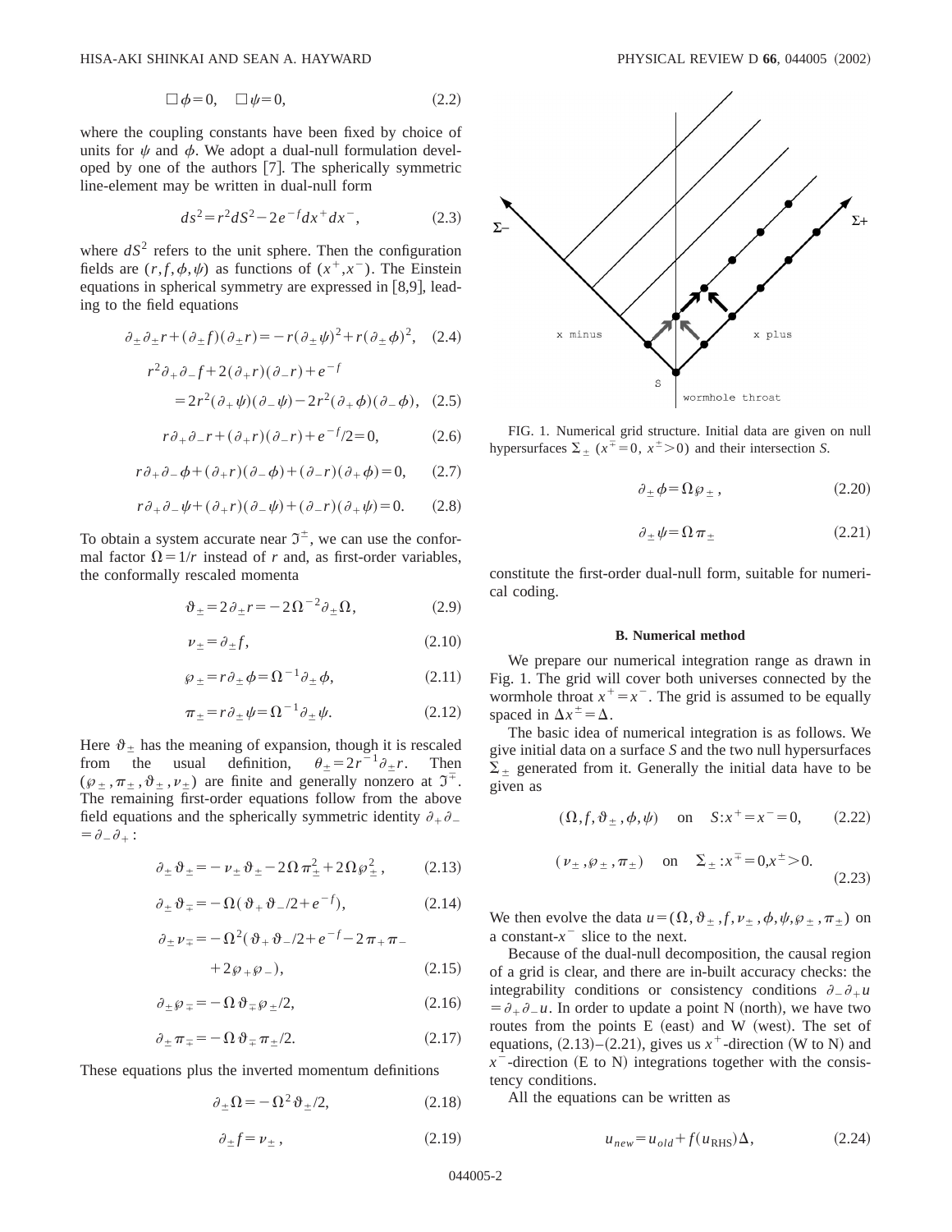$$\Box\phi=0,\quad \Box\psi=0, \tag{2.2}$$

where the coupling constants have been fixed by choice of units for $\psi$ and $\phi$. We adopt a dual-null formulation developed by one of the authors [7]. The spherically symmetric line-element may be written in dual-null form

$$ds^2=r^2dS^2-2e^{-f}dx^+dx^-, \tag{2.3}$$

where $dS^2$ refers to the unit sphere. Then the configuration fields are $(r,f,\phi,\psi)$ as functions of $(x^+,x^-)$. The Einstein equations in spherical symmetry are expressed in [8,9], leading to the field equations

$$\partial_\pm\partial_\pm r+(\partial_\pm f)(\partial_\pm r)=-r(\partial_\pm\psi)^2+r(\partial_\pm\phi)^2, \tag{2.4}$$

$$r^2\partial_+\partial_- f+2(\partial_+ r)(\partial_- r)+e^{-f}=2r^2(\partial_+\psi)(\partial_-\psi)-2r^2(\partial_+\phi)(\partial_-\phi), \tag{2.5}$$

$$r\partial_+\partial_- r+(\partial_+ r)(\partial_- r)+e^{-f}/2=0, \tag{2.6}$$

$$r\partial_+\partial_-\phi+(\partial_+ r)(\partial_-\phi)+(\partial_- r)(\partial_+\phi)=0, \tag{2.7}$$

$$r\partial_+\partial_-\psi+(\partial_+ r)(\partial_-\psi)+(\partial_- r)(\partial_+\psi)=0. \tag{2.8}$$

To obtain a system accurate near $\Im^\pm$, we can use the conformal factor $\Omega=1/r$ instead of $r$ and, as first-order variables, the conformally rescaled momenta

$$\vartheta_\pm=2\partial_\pm r=-2\Omega^{-2}\partial_\pm\Omega, \tag{2.9}$$

$$\nu_\pm=\partial_\pm f, \tag{2.10}$$

$$\wp_\pm=r\partial_\pm\phi=\Omega^{-1}\partial_\pm\phi, \tag{2.11}$$

$$\pi_\pm=r\partial_\pm\psi=\Omega^{-1}\partial_\pm\psi. \tag{2.12}$$

Here $\vartheta_\pm$ has the meaning of expansion, though it is rescaled from the usual definition, $\theta_\pm=2r^{-1}\partial_\pm r$. Then $(\wp_\pm,\pi_\pm,\vartheta_\pm,\nu_\pm)$ are finite and generally nonzero at $\Im^\mp$. The remaining first-order equations follow from the above field equations and the spherically symmetric identity $\partial_+\partial_-=\partial_-\partial_+$:

$$\partial_\pm\vartheta_\pm=-\nu_\pm\vartheta_\pm-2\Omega\pi_\pm^2+2\Omega\wp_\pm^2, \tag{2.13}$$

$$\partial_\pm\vartheta_\mp=-\Omega(\vartheta_+\vartheta_-/2+e^{-f}), \tag{2.14}$$

$$\partial_\pm\nu_\mp=-\Omega^2(\vartheta_+\vartheta_-/2+e^{-f}-2\pi_+\pi_-+2\wp_+\wp_-), \tag{2.15}$$

$$\partial_\pm\wp_\mp=-\Omega\vartheta_\mp\wp_\pm/2, \tag{2.16}$$

$$\partial_\pm\pi_\mp=-\Omega\vartheta_\mp\pi_\pm/2. \tag{2.17}$$

These equations plus the inverted momentum definitions

$$\partial_\pm\Omega=-\Omega^2\vartheta_\pm/2, \tag{2.18}$$

$$\partial_\pm f=\nu_\pm, \tag{2.19}$$

$$\partial_\pm\phi=\Omega\wp_\pm, \tag{2.20}$$

$$\partial_\pm\psi=\Omega\pi_\pm \tag{2.21}$$

constitute the first-order dual-null form, suitable for numerical coding.

FIG. 1. Numerical grid structure. Initial data are given on null hypersurfaces $\Sigma_\pm$ ($x^\mp=0$, $x^\pm>0$) and their intersection $S$.

### B. Numerical method

We prepare our numerical integration range as drawn in Fig. 1. The grid will cover both universes connected by the wormhole throat $x^+=x^-$. The grid is assumed to be equally spaced in $\Delta x^\pm=\Delta$.

The basic idea of numerical integration is as follows. We give initial data on a surface $S$ and the two null hypersurfaces $\Sigma_\pm$ generated from it. Generally the initial data have to be given as

$$(\Omega,f,\vartheta_\pm,\phi,\psi)\quad\text{on}\quad S: x^+=x^-=0, \tag{2.22}$$

$$(\nu_\pm,\wp_\pm,\pi_\pm)\quad\text{on}\quad \Sigma_\pm: x^\mp=0, x^\pm>0. \tag{2.23}$$

We then evolve the data $u=(\Omega,\vartheta_\pm,f,\nu_\pm,\phi,\psi,\wp_\pm,\pi_\pm)$ on a constant-$x^-$ slice to the next.

Because of the dual-null decomposition, the causal region of a grid is clear, and there are in-built accuracy checks: the integrability conditions or consistency conditions $\partial_-\partial_+u=\partial_+\partial_-u$. In order to update a point N (north), we have two routes from the points E (east) and W (west). The set of equations, (2.13)–(2.21), gives us $x^+$-direction (W to N) and $x^-$-direction (E to N) integrations together with the consistency conditions.

All the equations can be written as

$$u_{new}=u_{old}+f(u_{\rm RHS})\Delta, \tag{2.24}$$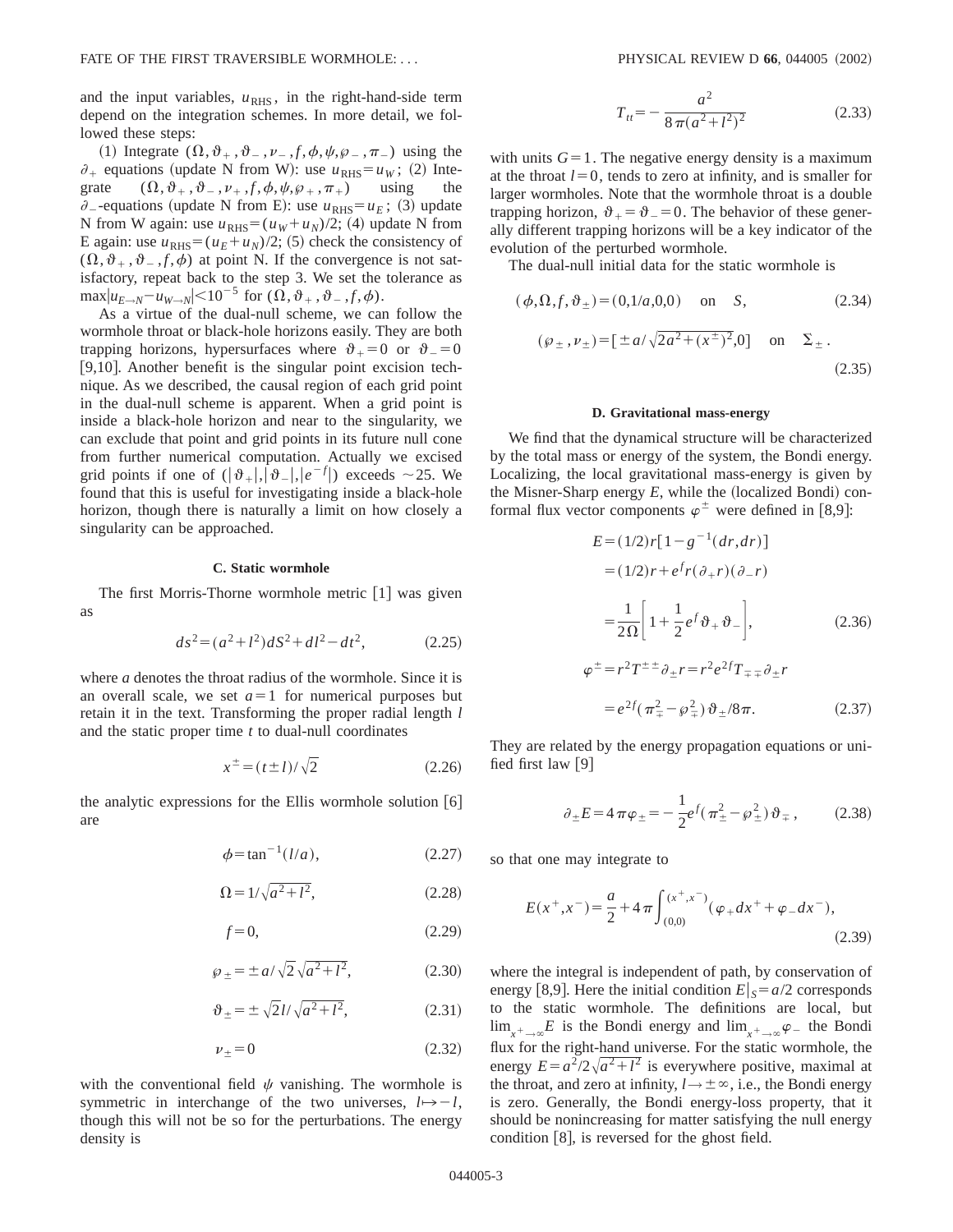and the input variables, $u_{\rm RHS}$, in the right-hand-side term depend on the integration schemes. In more detail, we followed these steps:

(1) Integrate $(\Omega, \vartheta_+, \vartheta_-, \nu_-, f, \phi, \psi, \wp_-, \pi_-)$ using the $\partial_+$ equations (update N from W): use $u_{\rm RHS}=u_W$; (2) Integrate $(\Omega, \vartheta_+, \vartheta_-, \nu_+, f, \phi, \psi, \wp_+, \pi_+)$ using the $\partial_-$-equations (update N from E): use $u_{\rm RHS}=u_E$; (3) update N from W again: use $u_{\rm RHS}=(u_W+u_N)/2$; (4) update N from E again: use $u_{\rm RHS}=(u_E+u_N)/2$; (5) check the consistency of $(\Omega, \vartheta_+, \vartheta_-, f, \phi)$ at point N. If the convergence is not satisfactory, repeat back to the step 3. We set the tolerance as $\max|u_{E\to N}-u_{W\to N}|<10^{-5}$ for $(\Omega, \vartheta_+, \vartheta_-, f, \phi)$.

As a virtue of the dual-null scheme, we can follow the wormhole throat or black-hole horizons easily. They are both trapping horizons, hypersurfaces where $\vartheta_+=0$ or $\vartheta_-=0$ [9,10]. Another benefit is the singular point excision technique. As we described, the causal region of each grid point in the dual-null scheme is apparent. When a grid point is inside a black-hole horizon and near to the singularity, we can exclude that point and grid points in its future null cone from further numerical computation. Actually we excised grid points if one of $(|\vartheta_+|, |\vartheta_-|, |e^{-f}|)$ exceeds $\sim 25$. We found that this is useful for investigating inside a black-hole horizon, though there is naturally a limit on how closely a singularity can be approached.

### C. Static wormhole

The first Morris-Thorne wormhole metric [1] was given as

$$ds^2=(a^2+l^2)dS^2+dl^2-dt^2, \tag{2.25}$$

where $a$ denotes the throat radius of the wormhole. Since it is an overall scale, we set $a=1$ for numerical purposes but retain it in the text. Transforming the proper radial length $l$ and the static proper time $t$ to dual-null coordinates

$$x^\pm=(t\pm l)/\sqrt{2} \tag{2.26}$$

the analytic expressions for the Ellis wormhole solution [6] are

$$\phi=\tan^{-1}(l/a), \tag{2.27}$$

$$\Omega=1/\sqrt{a^2+l^2}, \tag{2.28}$$

$$f=0, \tag{2.29}$$

$$\wp_\pm=\pm a/\sqrt{2}\sqrt{a^2+l^2}, \tag{2.30}$$

$$\vartheta_\pm=\pm\sqrt{2}l/\sqrt{a^2+l^2}, \tag{2.31}$$

$$\nu_\pm=0 \tag{2.32}$$

with the conventional field $\psi$ vanishing. The wormhole is symmetric in interchange of the two universes, $l\mapsto -l$, though this will not be so for the perturbations. The energy density is

$$T_{tt}=-\frac{a^2}{8\pi(a^2+l^2)^2} \tag{2.33}$$

with units $G=1$. The negative energy density is a maximum at the throat $l=0$, tends to zero at infinity, and is smaller for larger wormholes. Note that the wormhole throat is a double trapping horizon, $\vartheta_+=\vartheta_-=0$. The behavior of these generally different trapping horizons will be a key indicator of the evolution of the perturbed wormhole.

The dual-null initial data for the static wormhole is

$$(\phi, \Omega, f, \vartheta_\pm)=(0, 1/a, 0, 0) \quad \text{on} \quad S, \tag{2.34}$$

$$(\wp_\pm, \nu_\pm)=[\pm a/\sqrt{2a^2+(x^\pm)^2}, 0] \quad \text{on} \quad \Sigma_\pm. \tag{2.35}$$

### D. Gravitational mass-energy

We find that the dynamical structure will be characterized by the total mass or energy of the system, the Bondi energy. Localizing, the local gravitational mass-energy is given by the Misner-Sharp energy $E$, while the (localized Bondi) conformal flux vector components $\varphi^\pm$ were defined in [8,9]:

$$\begin{aligned} E &= (1/2)r[1-g^{-1}(dr,dr)] \\ &= (1/2)r + e^f r(\partial_+ r)(\partial_- r) \\ &= \frac{1}{2\Omega}\left[1+\frac{1}{2}e^f\vartheta_+\vartheta_-\right], \end{aligned} \tag{2.36}$$

$$\begin{aligned} \varphi^\pm &= r^2 T^{\pm\pm}\partial_\pm r = r^2 e^{2f} T_{\mp\mp}\partial_\pm r \\ &= e^{2f}(\pi_\mp^2-\wp_\mp^2)\vartheta_\pm/8\pi. \end{aligned} \tag{2.37}$$

They are related by the energy propagation equations or unified first law [9]

$$\partial_\pm E=4\pi\varphi_\pm=-\frac{1}{2}e^f(\pi_\pm^2-\wp_\pm^2)\vartheta_\mp, \tag{2.38}$$

so that one may integrate to

$$E(x^+,x^-)=\frac{a}{2}+4\pi\int_{(0,0)}^{(x^+,x^-)}(\varphi_+dx^+ + \varphi_-dx^-), \tag{2.39}$$

where the integral is independent of path, by conservation of energy [8,9]. Here the initial condition $E|_S=a/2$ corresponds to the static wormhole. The definitions are local, but $\lim_{x^+\to\infty}E$ is the Bondi energy and $\lim_{x^+\to\infty}\varphi_-$ the Bondi flux for the right-hand universe. For the static wormhole, the energy $E=a^2/2\sqrt{a^2+l^2}$ is everywhere positive, maximal at the throat, and zero at infinity, $l\to\pm\infty$, i.e., the Bondi energy is zero. Generally, the Bondi energy-loss property, that it should be nonincreasing for matter satisfying the null energy condition [8], is reversed for the ghost field.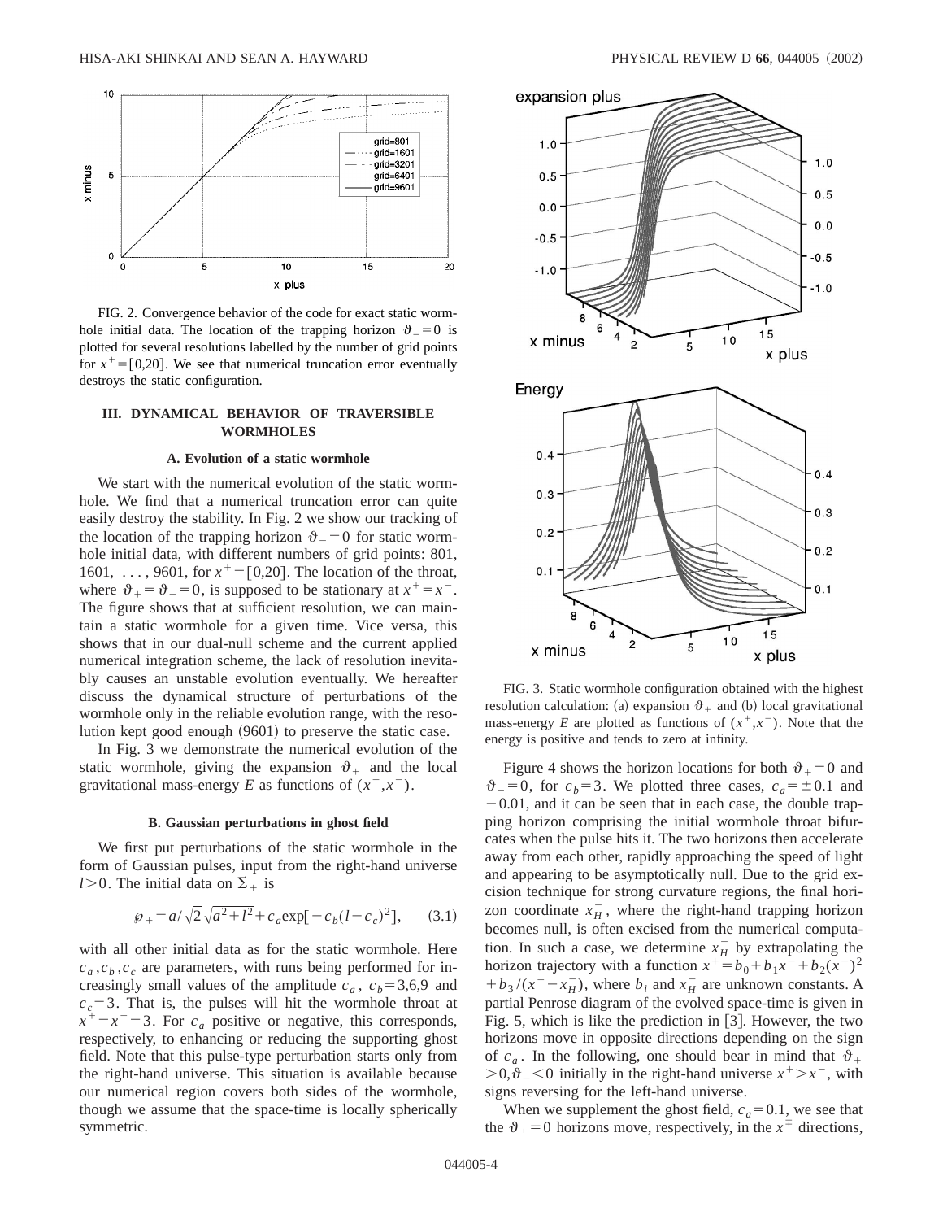FIG. 2. Convergence behavior of the code for exact static wormhole initial data. The location of the trapping horizon $\vartheta_- = 0$ is plotted for several resolutions labelled by the number of grid points for $x^+ = [0,20]$. We see that numerical truncation error eventually destroys the static configuration.

## III. DYNAMICAL BEHAVIOR OF TRAVERSIBLE WORMHOLES

### A. Evolution of a static wormhole

We start with the numerical evolution of the static wormhole. We find that a numerical truncation error can quite easily destroy the stability. In Fig. 2 we show our tracking of the location of the trapping horizon $\vartheta_- = 0$ for static wormhole initial data, with different numbers of grid points: 801, 1601, ..., 9601, for $x^+ = [0,20]$. The location of the throat, where $\vartheta_+ = \vartheta_- = 0$, is supposed to be stationary at $x^+ = x^-$. The figure shows that at sufficient resolution, we can maintain a static wormhole for a given time. Vice versa, this shows that in our dual-null scheme and the current applied numerical integration scheme, the lack of resolution inevitably causes an unstable evolution eventually. We hereafter discuss the dynamical structure of perturbations of the wormhole only in the reliable evolution range, with the resolution kept good enough (9601) to preserve the static case.

In Fig. 3 we demonstrate the numerical evolution of the static wormhole, giving the expansion $\vartheta_+$ and the local gravitational mass-energy $E$ as functions of $(x^+, x^-)$.

### B. Gaussian perturbations in ghost field

We first put perturbations of the static wormhole in the form of Gaussian pulses, input from the right-hand universe $l > 0$. The initial data on $\Sigma_+$ is

$$\wp_+ = a/\sqrt{2}\sqrt{a^2+l^2} + c_a \exp[-c_b(l-c_c)^2], \tag{3.1}$$

with all other initial data as for the static wormhole. Here $c_a, c_b, c_c$ are parameters, with runs being performed for increasingly small values of the amplitude $c_a$, $c_b = 3,6,9$ and $c_c = 3$. That is, the pulses will hit the wormhole throat at $x^+ = x^- = 3$. For $c_a$ positive or negative, this corresponds, respectively, to enhancing or reducing the supporting ghost field. Note that this pulse-type perturbation starts only from the right-hand universe. This situation is available because our numerical region covers both sides of the wormhole, though we assume that the space-time is locally spherically symmetric.

FIG. 3. Static wormhole configuration obtained with the highest resolution calculation: (a) expansion $\vartheta_+$ and (b) local gravitational mass-energy $E$ are plotted as functions of $(x^+, x^-)$. Note that the energy is positive and tends to zero at infinity.

Figure 4 shows the horizon locations for both $\vartheta_+ = 0$ and $\vartheta_- = 0$, for $c_b = 3$. We plotted three cases, $c_a = \pm 0.1$ and $-0.01$, and it can be seen that in each case, the double trapping horizon comprising the initial wormhole throat bifurcates when the pulse hits it. The two horizons then accelerate away from each other, rapidly approaching the speed of light and appearing to be asymptotically null. Due to the grid excision technique for strong curvature regions, the final horizon coordinate $x_H^-$, where the right-hand trapping horizon becomes null, is often excised from the numerical computation. In such a case, we determine $x_H^-$ by extrapolating the horizon trajectory with a function $x^+ = b_0 + b_1 x^- + b_2 (x^-)^2 + b_3/(x^- - x_H^-)$, where $b_i$ and $x_H^-$ are unknown constants. A partial Penrose diagram of the evolved space-time is given in Fig. 5, which is like the prediction in [3]. However, the two horizons move in opposite directions depending on the sign of $c_a$. In the following, one should bear in mind that $\vartheta_+ > 0, \vartheta_- < 0$ initially in the right-hand universe $x^+ > x^-$, with signs reversing for the left-hand universe.

When we supplement the ghost field, $c_a = 0.1$, we see that the $\vartheta_\pm = 0$ horizons move, respectively, in the $x^\mp$ directions,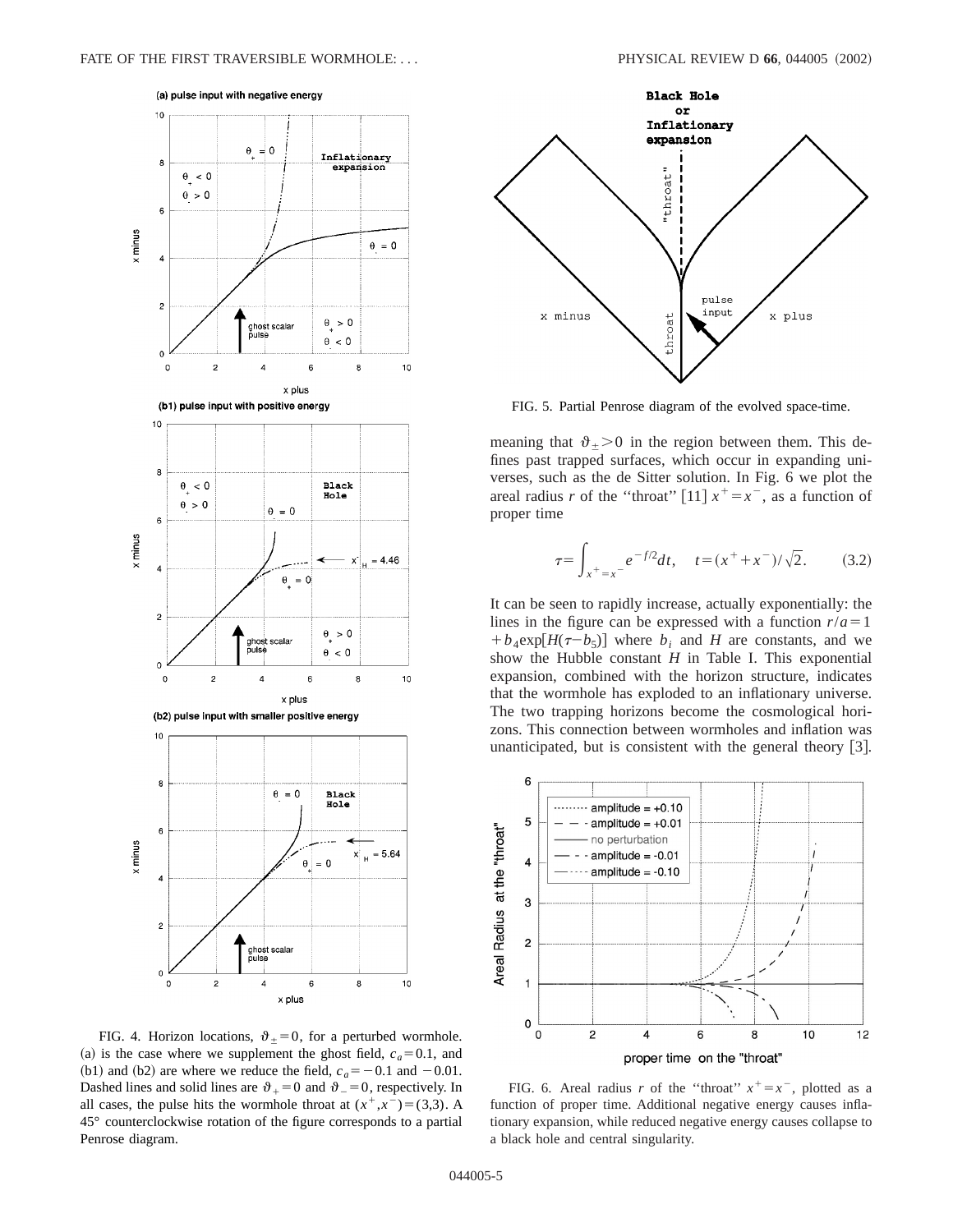FIG. 4. Horizon locations, $\vartheta_{\pm}=0$, for a perturbed wormhole. (a) is the case where we supplement the ghost field, $c_a=0.1$, and (b1) and (b2) are where we reduce the field, $c_a=-0.1$ and $-0.01$. Dashed lines and solid lines are $\vartheta_+=0$ and $\vartheta_-=0$, respectively. In all cases, the pulse hits the wormhole throat at $(x^+,x^-)=(3,3)$. A 45° counterclockwise rotation of the figure corresponds to a partial Penrose diagram.

FIG. 5. Partial Penrose diagram of the evolved space-time.

meaning that $\vartheta_{\pm}>0$ in the region between them. This defines past trapped surfaces, which occur in expanding universes, such as the de Sitter solution. In Fig. 6 we plot the areal radius $r$ of the ''throat'' [11] $x^+=x^-$, as a function of proper time

$$\tau=\int_{x^+=x^-}e^{-f/2}dt, \quad t=(x^+ + x^-)/\sqrt{2}. \tag{3.2}$$

It can be seen to rapidly increase, actually exponentially: the lines in the figure can be expressed with a function $r/a=1+b_4\exp[H(\tau-b_5)]$ where $b_i$ and $H$ are constants, and we show the Hubble constant $H$ in Table I. This exponential expansion, combined with the horizon structure, indicates that the wormhole has exploded to an inflationary universe. The two trapping horizons become the cosmological horizons. This connection between wormholes and inflation was unanticipated, but is consistent with the general theory [3].

FIG. 6. Areal radius $r$ of the ''throat'' $x^+=x^-$, plotted as a function of proper time. Additional negative energy causes inflationary expansion, while reduced negative energy causes collapse to a black hole and central singularity.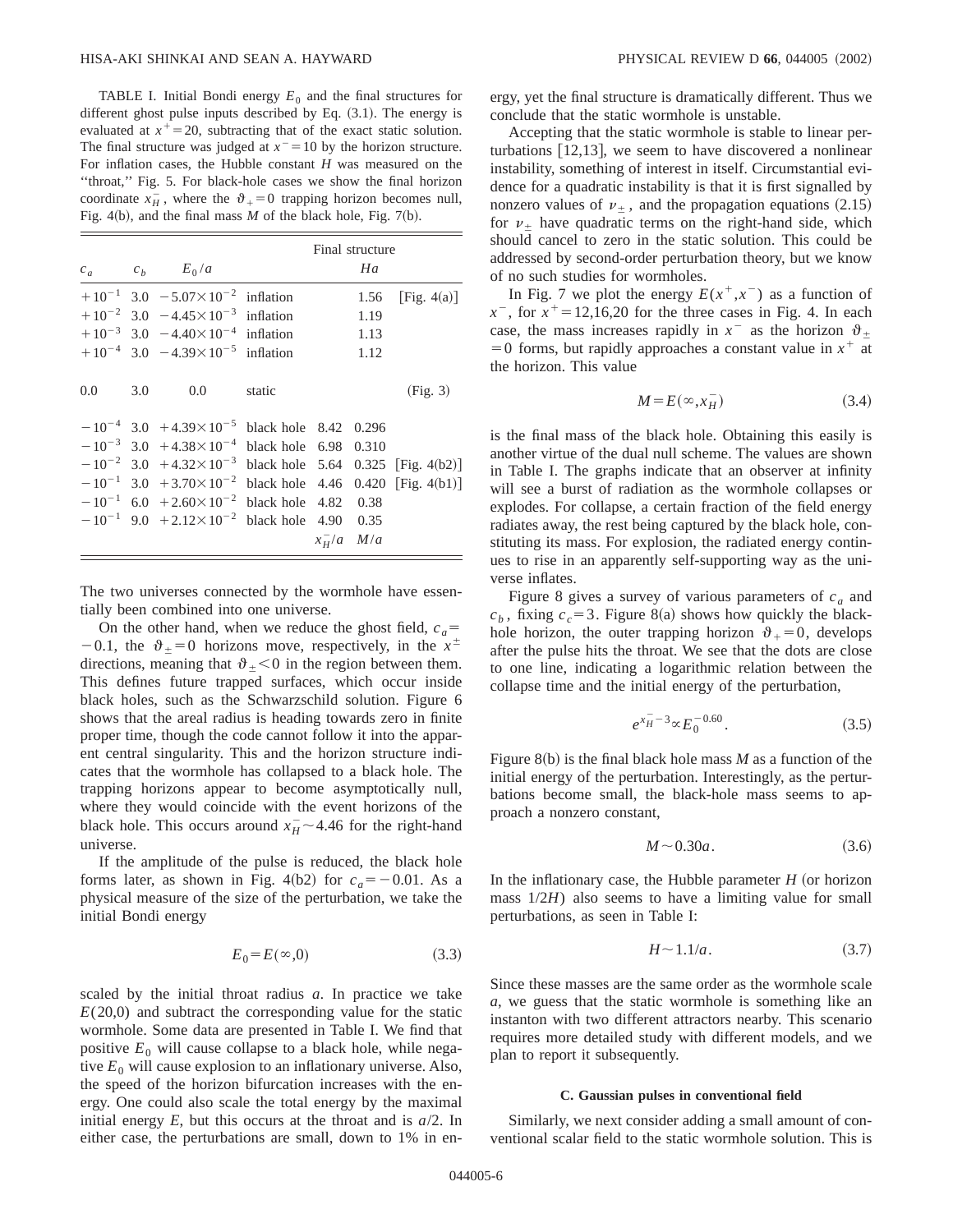TABLE I. Initial Bondi energy $E_0$ and the final structures for different ghost pulse inputs described by Eq. (3.1). The energy is evaluated at $x^+=20$, subtracting that of the exact static solution. The final structure was judged at $x^-=10$ by the horizon structure. For inflation cases, the Hubble constant $H$ was measured on the "throat," Fig. 5. For black-hole cases we show the final horizon coordinate $x_H^-$, where the $\vartheta_+=0$ trapping horizon becomes null, Fig. 4(b), and the final mass $M$ of the black hole, Fig. 7(b).

| $c_a$ | $c_b$ | $E_0/a$ | Final structure | | $Ha$ | |
|---|---|---|---|---|---|---|
| $+10^{-1}$ | 3.0 | $-5.07\times10^{-2}$ | inflation | | 1.56 | [Fig. 4(a)] |
| $+10^{-2}$ | 3.0 | $-4.45\times10^{-3}$ | inflation | | 1.19 | |
| $+10^{-3}$ | 3.0 | $-4.40\times10^{-4}$ | inflation | | 1.13 | |
| $+10^{-4}$ | 3.0 | $-4.39\times10^{-5}$ | inflation | | 1.12 | |
| 0.0 | 3.0 | 0.0 | static | | | (Fig. 3) |
| $-10^{-4}$ | 3.0 | $+4.39\times10^{-5}$ | black hole | 8.42 | 0.296 | |
| $-10^{-3}$ | 3.0 | $+4.38\times10^{-4}$ | black hole | 6.98 | 0.310 | |
| $-10^{-2}$ | 3.0 | $+4.32\times10^{-3}$ | black hole | 5.64 | 0.325 | [Fig. 4(b2)] |
| $-10^{-1}$ | 3.0 | $+3.70\times10^{-2}$ | black hole | 4.46 | 0.420 | [Fig. 4(b1)] |
| $-10^{-1}$ | 6.0 | $+2.60\times10^{-2}$ | black hole | 4.82 | 0.38 | |
| $-10^{-1}$ | 9.0 | $+2.12\times10^{-2}$ | black hole | 4.90 | 0.35 | |
| | | | | $x_H^-/a$ | $M/a$ | |

The two universes connected by the wormhole have essentially been combined into one universe.

On the other hand, when we reduce the ghost field, $c_a=-0.1$, the $\vartheta_\pm=0$ horizons move, respectively, in the $x^\pm$ directions, meaning that $\vartheta_\pm<0$ in the region between them. This defines future trapped surfaces, which occur inside black holes, such as the Schwarzschild solution. Figure 6 shows that the areal radius is heading towards zero in finite proper time, though the code cannot follow it into the apparent central singularity. This and the horizon structure indicates that the wormhole has collapsed to a black hole. The trapping horizons appear to become asymptotically null, where they would coincide with the event horizons of the black hole. This occurs around $x_H^-\sim 4.46$ for the right-hand universe.

If the amplitude of the pulse is reduced, the black hole forms later, as shown in Fig. 4(b2) for $c_a=-0.01$. As a physical measure of the size of the perturbation, we take the initial Bondi energy

$$E_0=E(\infty,0) \tag{3.3}$$

scaled by the initial throat radius $a$. In practice we take $E(20,0)$ and subtract the corresponding value for the static wormhole. Some data are presented in Table I. We find that positive $E_0$ will cause collapse to a black hole, while negative $E_0$ will cause explosion to an inflationary universe. Also, the speed of the horizon bifurcation increases with the energy. One could also scale the total energy by the maximal initial energy $E$, but this occurs at the throat and is $a/2$. In either case, the perturbations are small, down to 1% in energy, yet the final structure is dramatically different. Thus we conclude that the static wormhole is unstable.

Accepting that the static wormhole is stable to linear perturbations [12,13], we seem to have discovered a nonlinear instability, something of interest in itself. Circumstantial evidence for a quadratic instability is that it is first signalled by nonzero values of $\nu_\pm$, and the propagation equations (2.15) for $\nu_\pm$ have quadratic terms on the right-hand side, which should cancel to zero in the static solution. This could be addressed by second-order perturbation theory, but we know of no such studies for wormholes.

In Fig. 7 we plot the energy $E(x^+,x^-)$ as a function of $x^-$, for $x^+=12,16,20$ for the three cases in Fig. 4. In each case, the mass increases rapidly in $x^-$ as the horizon $\vartheta_\pm=0$ forms, but rapidly approaches a constant value in $x^+$ at the horizon. This value

$$M=E(\infty,x_H^-) \tag{3.4}$$

is the final mass of the black hole. Obtaining this easily is another virtue of the dual null scheme. The values are shown in Table I. The graphs indicate that an observer at infinity will see a burst of radiation as the wormhole collapses or explodes. For collapse, a certain fraction of the field energy radiates away, the rest being captured by the black hole, constituting its mass. For explosion, the radiated energy continues to rise in an apparently self-supporting way as the universe inflates.

Figure 8 gives a survey of various parameters of $c_a$ and $c_b$, fixing $c_c=3$. Figure 8(a) shows how quickly the black-hole horizon, the outer trapping horizon $\vartheta_+=0$, develops after the pulse hits the throat. We see that the dots are close to one line, indicating a logarithmic relation between the collapse time and the initial energy of the perturbation,

$$e^{x_H^- -3}\propto E_0^{-0.60}. \tag{3.5}$$

Figure 8(b) is the final black hole mass $M$ as a function of the initial energy of the perturbation. Interestingly, as the perturbations become small, the black-hole mass seems to approach a nonzero constant,

$$M\sim 0.30a. \tag{3.6}$$

In the inflationary case, the Hubble parameter $H$ (or horizon mass $1/2H$) also seems to have a limiting value for small perturbations, as seen in Table I:

$$H\sim 1.1/a. \tag{3.7}$$

Since these masses are the same order as the wormhole scale $a$, we guess that the static wormhole is something like an instanton with two different attractors nearby. This scenario requires more detailed study with different models, and we plan to report it subsequently.

### C. Gaussian pulses in conventional field

Similarly, we next consider adding a small amount of conventional scalar field to the static wormhole solution. This is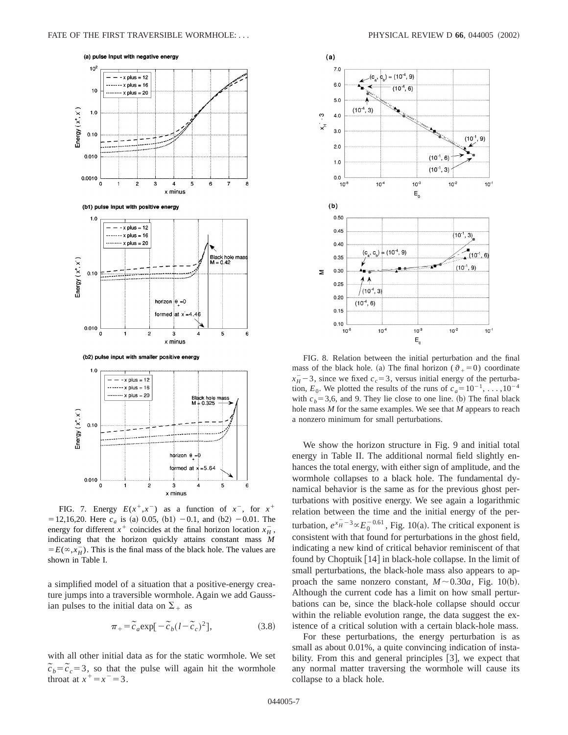FIG. 7. Energy $E(x^+,x^-)$ as a function of $x^-$, for $x^+ = 12,16,20$. Here $c_a$ is (a) 0.05, (b1) $-0.1$, and (b2) $-0.01$. The energy for different $x^+$ coincides at the final horizon location $x_H^-$, indicating that the horizon quickly attains constant mass $M = E(\infty, x_H^-)$. This is the final mass of the black hole. The values are shown in Table I.

a simplified model of a situation that a positive-energy creature jumps into a traversible wormhole. Again we add Gaussian pulses to the initial data on $\Sigma_+$ as

$$\pi_+ = \tilde{c}_a \exp[-\tilde{c}_b(l-\tilde{c}_c)^2], \tag{3.8}$$

with all other initial data as for the static wormhole. We set $\tilde{c}_b = \tilde{c}_c = 3$, so that the pulse will again hit the wormhole throat at $x^+ = x^- = 3$.

FIG. 8. Relation between the initial perturbation and the final mass of the black hole. (a) The final horizon ($\vartheta_+ = 0$) coordinate $x_H^- - 3$, since we fixed $c_c = 3$, versus initial energy of the perturbation, $E_0$. We plotted the results of the runs of $c_a = 10^{-1}, \ldots, 10^{-4}$ with $c_b = 3,6$, and 9. They lie close to one line. (b) The final black hole mass $M$ for the same examples. We see that $M$ appears to reach a nonzero minimum for small perturbations.

We show the horizon structure in Fig. 9 and initial total energy in Table II. The additional normal field slightly enhances the total energy, with either sign of amplitude, and the wormhole collapses to a black hole. The fundamental dynamical behavior is the same as for the previous ghost perturbations with positive energy. We see again a logarithmic relation between the time and the initial energy of the perturbation, $e^{x_H^- - 3} \propto E_0^{-0.61}$, Fig. 10(a). The critical exponent is consistent with that found for perturbations in the ghost field, indicating a new kind of critical behavior reminiscent of that found by Choptuik [14] in black-hole collapse. In the limit of small perturbations, the black-hole mass also appears to approach the same nonzero constant, $M \sim 0.30a$, Fig. 10(b). Although the current code has a limit on how small perturbations can be, since the black-hole collapse should occur within the reliable evolution range, the data suggest the existence of a critical solution with a certain black-hole mass.

For these perturbations, the energy perturbation is as small as about 0.01%, a quite convincing indication of instability. From this and general principles [3], we expect that any normal matter traversing the wormhole will cause its collapse to a black hole.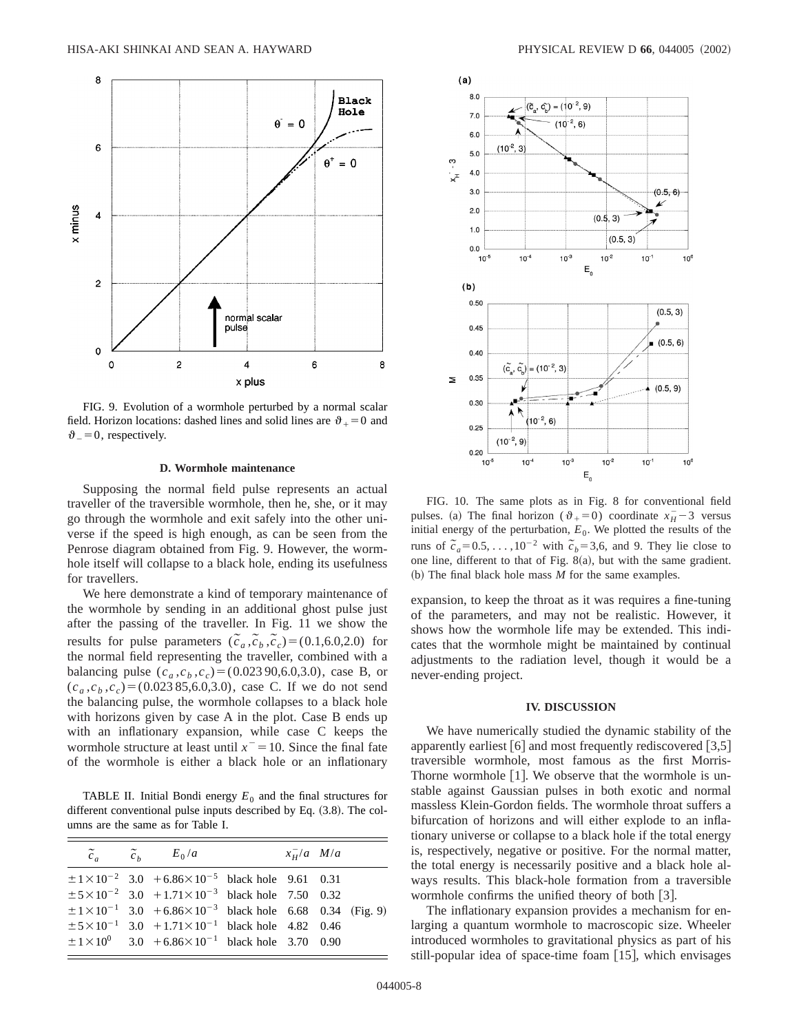FIG. 9. Evolution of a wormhole perturbed by a normal scalar field. Horizon locations: dashed lines and solid lines are $\vartheta_+ = 0$ and $\vartheta_- = 0$, respectively.

### D. Wormhole maintenance

Supposing the normal field pulse represents an actual traveller of the traversible wormhole, then he, she, or it may go through the wormhole and exit safely into the other universe if the speed is high enough, as can be seen from the Penrose diagram obtained from Fig. 9. However, the wormhole itself will collapse to a black hole, ending its usefulness for travellers.

We here demonstrate a kind of temporary maintenance of the wormhole by sending in an additional ghost pulse just after the passing of the traveller. In Fig. 11 we show the results for pulse parameters $(\tilde{c}_a, \tilde{c}_b, \tilde{c}_c) = (0.1, 6.0, 2.0)$ for the normal field representing the traveller, combined with a balancing pulse $(c_a, c_b, c_c) = (0.023\,90, 6.0, 3.0)$, case B, or $(c_a, c_b, c_c) = (0.023\,85, 6.0, 3.0)$, case C. If we do not send the balancing pulse, the wormhole collapses to a black hole with horizons given by case A in the plot. Case B ends up with an inflationary expansion, while case C keeps the wormhole structure at least until $x^- = 10$. Since the final fate of the wormhole is either a black hole or an inflationary expansion, to keep the throat as it was requires a fine-tuning of the parameters, and may not be realistic. However, it shows how the wormhole life may be extended. This indicates that the wormhole might be maintained by continual adjustments to the radiation level, though it would be a never-ending project.

TABLE II. Initial Bondi energy $E_0$ and the final structures for different conventional pulse inputs described by Eq. (3.8). The columns are the same as for Table I.

| $\tilde{c}_a$ | $\tilde{c}_b$ | $E_0/a$ | | $x_H^-/a$ | $M/a$ | |
|---|---|---|---|---|---|---|
| $\pm 1\times10^{-2}$ | 3.0 | $+6.86\times10^{-5}$ | black hole | 9.61 | 0.31 | |
| $\pm 5\times10^{-2}$ | 3.0 | $+1.71\times10^{-3}$ | black hole | 7.50 | 0.32 | |
| $\pm 1\times10^{-1}$ | 3.0 | $+6.86\times10^{-3}$ | black hole | 6.68 | 0.34 | (Fig. 9) |
| $\pm 5\times10^{-1}$ | 3.0 | $+1.71\times10^{-1}$ | black hole | 4.82 | 0.46 | |
| $\pm 1\times10^{0}$ | 3.0 | $+6.86\times10^{-1}$ | black hole | 3.70 | 0.90 | |

FIG. 10. The same plots as in Fig. 8 for conventional field pulses. (a) The final horizon ($\vartheta_+ = 0$) coordinate $x_H^- - 3$ versus initial energy of the perturbation, $E_0$. We plotted the results of the runs of $\tilde{c}_a = 0.5, \ldots, 10^{-2}$ with $\tilde{c}_b = 3, 6$, and 9. They lie close to one line, different to that of Fig. 8(a), but with the same gradient. (b) The final black hole mass $M$ for the same examples.

## IV. DISCUSSION

We have numerically studied the dynamic stability of the apparently earliest [6] and most frequently rediscovered [3,5] traversible wormhole, most famous as the first Morris-Thorne wormhole [1]. We observe that the wormhole is unstable against Gaussian pulses in both exotic and normal massless Klein-Gordon fields. The wormhole throat suffers a bifurcation of horizons and will either explode to an inflationary universe or collapse to a black hole if the total energy is, respectively, negative or positive. For the normal matter, the total energy is necessarily positive and a black hole always results. This black-hole formation from a traversible wormhole confirms the unified theory of both [3].

The inflationary expansion provides a mechanism for enlarging a quantum wormhole to macroscopic size. Wheeler introduced wormholes to gravitational physics as part of his still-popular idea of space-time foam [15], which envisages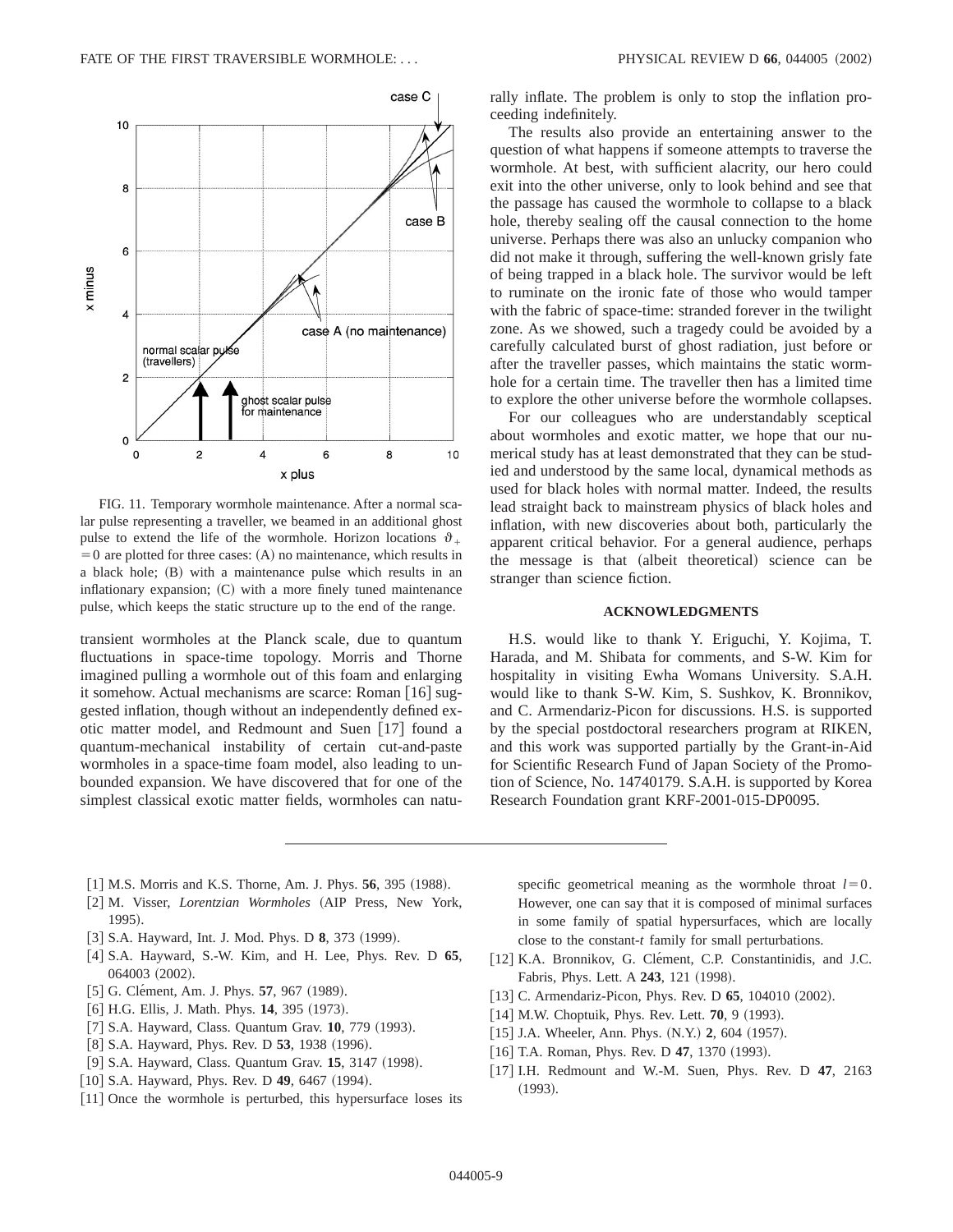case C

10

8

case B

6

x minus

4

case A (no maintenance)

normal scalar pulse
(travellers)

2

ghost scalar pulse
for maintenance

0

0 2 4 6 8 10

x plus

FIG. 11. Temporary wormhole maintenance. After a normal scalar pulse representing a traveller, we beamed in an additional ghost pulse to extend the life of the wormhole. Horizon locations $\vartheta_+ = 0$ are plotted for three cases: (A) no maintenance, which results in a black hole; (B) with a maintenance pulse which results in an inflationary expansion; (C) with a more finely tuned maintenance pulse, which keeps the static structure up to the end of the range.

transient wormholes at the Planck scale, due to quantum fluctuations in space-time topology. Morris and Thorne imagined pulling a wormhole out of this foam and enlarging it somehow. Actual mechanisms are scarce: Roman [16] suggested inflation, though without an independently defined exotic matter model, and Redmount and Suen [17] found a quantum-mechanical instability of certain cut-and-paste wormholes in a space-time foam model, also leading to unbounded expansion. We have discovered that for one of the simplest classical exotic matter fields, wormholes can naturally inflate. The problem is only to stop the inflation proceeding indefinitely.

The results also provide an entertaining answer to the question of what happens if someone attempts to traverse the wormhole. At best, with sufficient alacrity, our hero could exit into the other universe, only to look behind and see that the passage has caused the wormhole to collapse to a black hole, thereby sealing off the causal connection to the home universe. Perhaps there was also an unlucky companion who did not make it through, suffering the well-known grisly fate of being trapped in a black hole. The survivor would be left to ruminate on the ironic fate of those who would tamper with the fabric of space-time: stranded forever in the twilight zone. As we showed, such a tragedy could be avoided by a carefully calculated burst of ghost radiation, just before or after the traveller passes, which maintains the static wormhole for a certain time. The traveller then has a limited time to explore the other universe before the wormhole collapses.

For our colleagues who are understandably sceptical about wormholes and exotic matter, we hope that our numerical study has at least demonstrated that they can be studied and understood by the same local, dynamical methods as used for black holes with normal matter. Indeed, the results lead straight back to mainstream physics of black holes and inflation, with new discoveries about both, particularly the apparent critical behavior. For a general audience, perhaps the message is that (albeit theoretical) science can be stranger than science fiction.

## ACKNOWLEDGMENTS

H.S. would like to thank Y. Eriguchi, Y. Kojima, T. Harada, and M. Shibata for comments, and S-W. Kim for hospitality in visiting Ewha Womans University. S.A.H. would like to thank S-W. Kim, S. Sushkov, K. Bronnikov, and C. Armendariz-Picon for discussions. H.S. is supported by the special postdoctoral researchers program at RIKEN, and this work was supported partially by the Grant-in-Aid for Scientific Research Fund of Japan Society of the Promotion of Science, No. 14740179. S.A.H. is supported by Korea Research Foundation grant KRF-2001-015-DP0095.

---

[1] M.S. Morris and K.S. Thorne, Am. J. Phys. **56**, 395 (1988).

[2] M. Visser, *Lorentzian Wormholes* (AIP Press, New York, 1995).

[3] S.A. Hayward, Int. J. Mod. Phys. D **8**, 373 (1999).

[4] S.A. Hayward, S.-W. Kim, and H. Lee, Phys. Rev. D **65**, 064003 (2002).

[5] G. Clément, Am. J. Phys. **57**, 967 (1989).

[6] H.G. Ellis, J. Math. Phys. **14**, 395 (1973).

[7] S.A. Hayward, Class. Quantum Grav. **10**, 779 (1993).

[8] S.A. Hayward, Phys. Rev. D **53**, 1938 (1996).

[9] S.A. Hayward, Class. Quantum Grav. **15**, 3147 (1998).

[10] S.A. Hayward, Phys. Rev. D **49**, 6467 (1994).

[11] Once the wormhole is perturbed, this hypersurface loses its specific geometrical meaning as the wormhole throat $l=0$. However, one can say that it is composed of minimal surfaces in some family of spatial hypersurfaces, which are locally close to the constant-$t$ family for small perturbations.

[12] K.A. Bronnikov, G. Clément, C.P. Constantinidis, and J.C. Fabris, Phys. Lett. A **243**, 121 (1998).

[13] C. Armendariz-Picon, Phys. Rev. D **65**, 104010 (2002).

[14] M.W. Choptuik, Phys. Rev. Lett. **70**, 9 (1993).

[15] J.A. Wheeler, Ann. Phys. (N.Y.) **2**, 604 (1957).

[16] T.A. Roman, Phys. Rev. D **47**, 1370 (1993).

[17] I.H. Redmount and W.-M. Suen, Phys. Rev. D **47**, 2163 (1993).